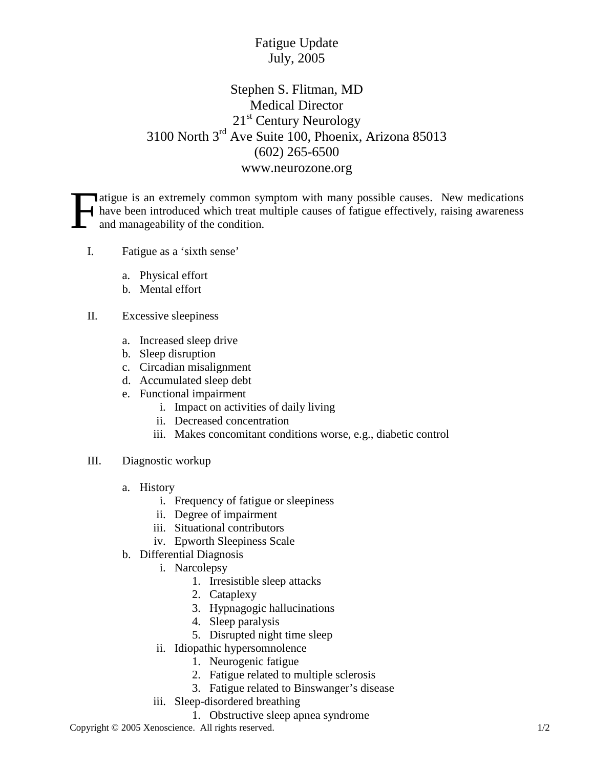# Fatigue Update
## July, 2005

Stephen S. Flitman, MD
Medical Director
21st Century Neurology
3100 North 3rd Ave Suite 100, Phoenix, Arizona 85013
(602) 265-6500
www.neurozone.org

Fatigue is an extremely common symptom with many possible causes. New medications have been introduced which treat multiple causes of fatigue effectively, raising awareness and manageability of the condition.

I. Fatigue as a 'sixth sense'

   a. Physical effort
   b. Mental effort

II. Excessive sleepiness

   a. Increased sleep drive
   b. Sleep disruption
   c. Circadian misalignment
   d. Accumulated sleep debt
   e. Functional impairment
      i. Impact on activities of daily living
      ii. Decreased concentration
      iii. Makes concomitant conditions worse, e.g., diabetic control

III. Diagnostic workup

   a. History
      i. Frequency of fatigue or sleepiness
      ii. Degree of impairment
      iii. Situational contributors
      iv. Epworth Sleepiness Scale
   b. Differential Diagnosis
      i. Narcolepsy
         1. Irresistible sleep attacks
         2. Cataplexy
         3. Hypnagogic hallucinations
         4. Sleep paralysis
         5. Disrupted night time sleep
      ii. Idiopathic hypersomnolence
         1. Neurogenic fatigue
         2. Fatigue related to multiple sclerosis
         3. Fatigue related to Binswanger's disease
      iii. Sleep-disordered breathing
         1. Obstructive sleep apnea syndrome

Copyright © 2005 Xenoscience. All rights reserved.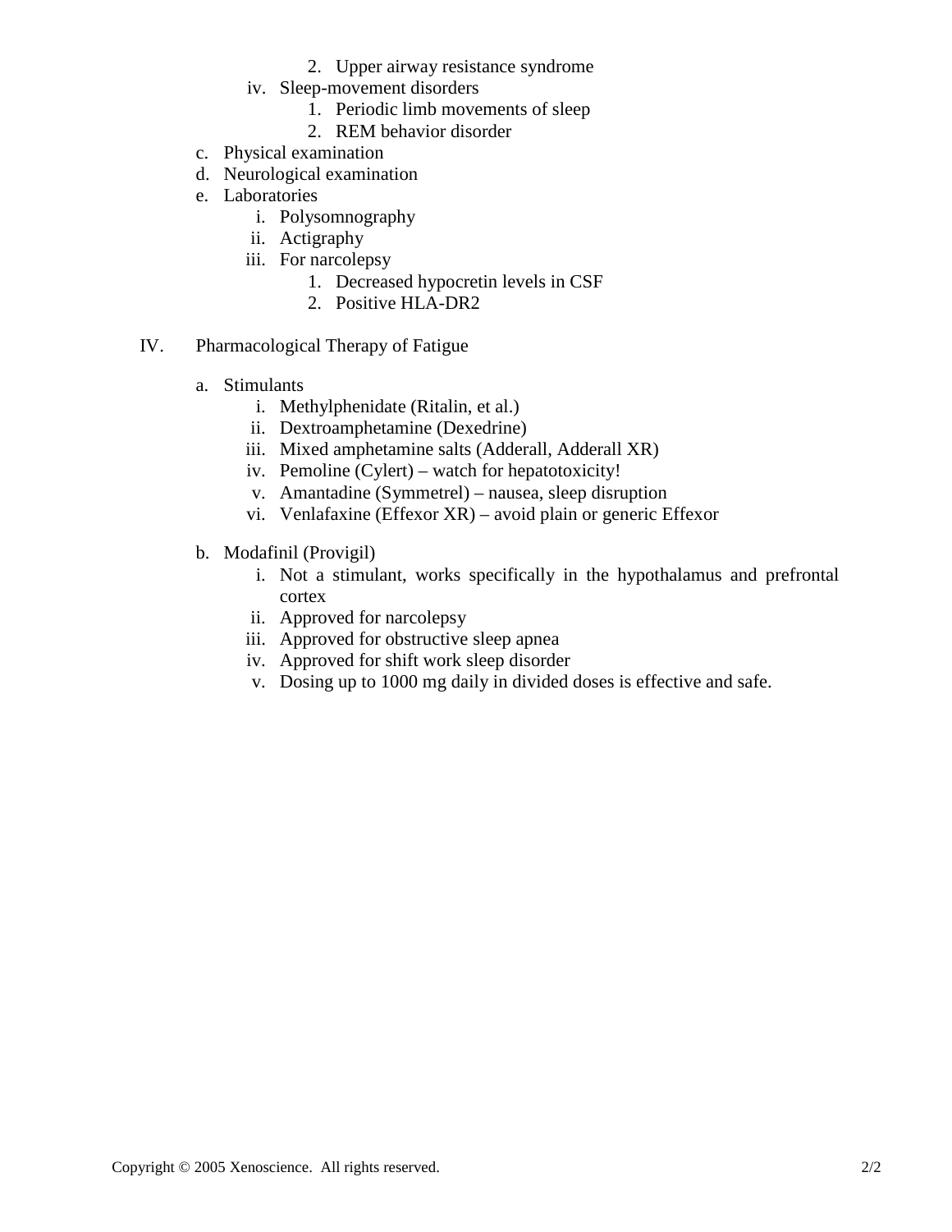2. Upper airway resistance syndrome
    iv. Sleep-movement disorders
        1. Periodic limb movements of sleep
        2. REM behavior disorder
c. Physical examination
d. Neurological examination
e. Laboratories
    i. Polysomnography
    ii. Actigraphy
    iii. For narcolepsy
        1. Decreased hypocretin levels in CSF
        2. Positive HLA-DR2

## IV. Pharmacological Therapy of Fatigue

a. Stimulants
    i. Methylphenidate (Ritalin, et al.)
    ii. Dextroamphetamine (Dexedrine)
    iii. Mixed amphetamine salts (Adderall, Adderall XR)
    iv. Pemoline (Cylert) – watch for hepatotoxicity!
    v. Amantadine (Symmetrel) – nausea, sleep disruption
    vi. Venlafaxine (Effexor XR) – avoid plain or generic Effexor

b. Modafinil (Provigil)
    i. Not a stimulant, works specifically in the hypothalamus and prefrontal cortex
    ii. Approved for narcolepsy
    iii. Approved for obstructive sleep apnea
    iv. Approved for shift work sleep disorder
    v. Dosing up to 1000 mg daily in divided doses is effective and safe.